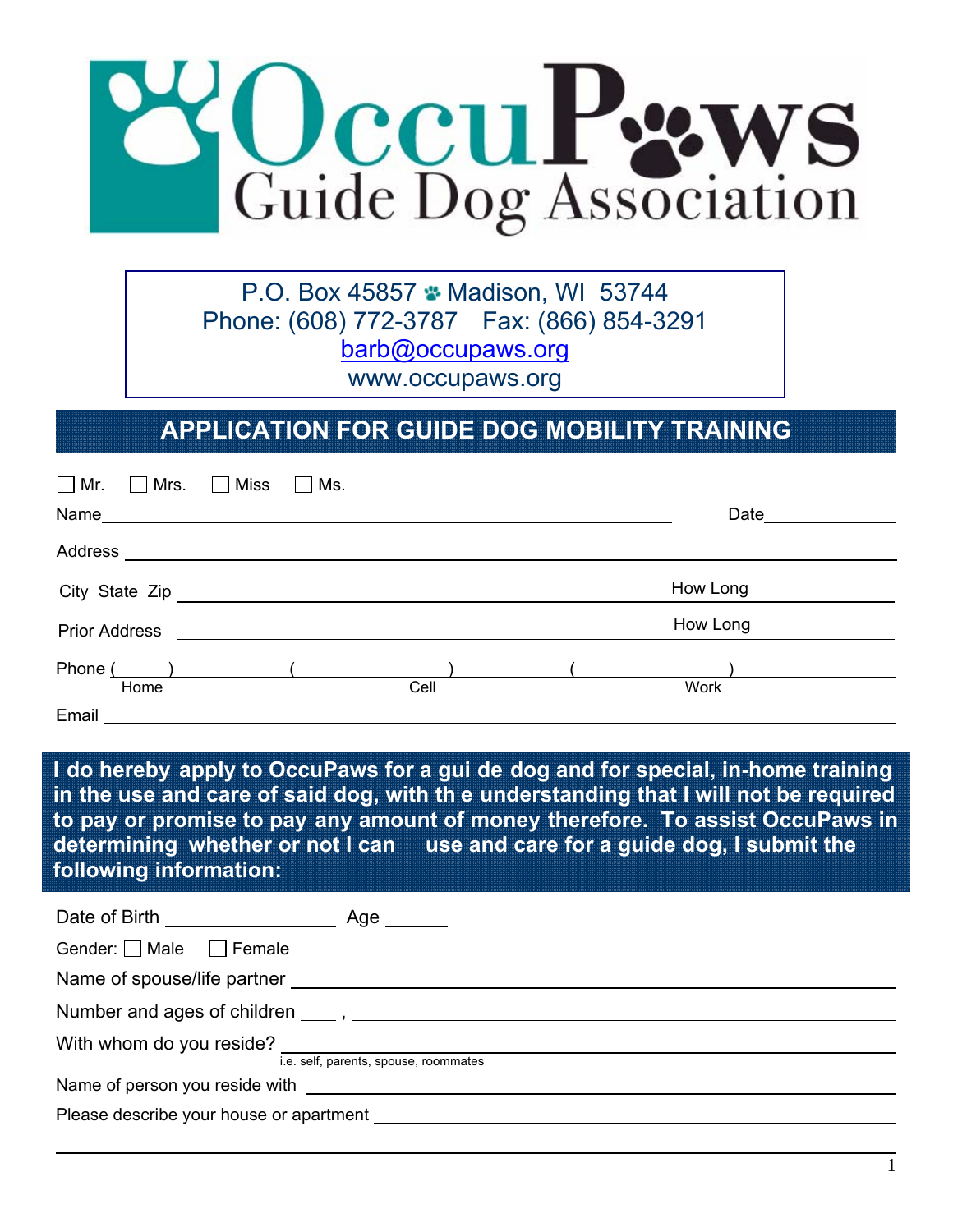# OccuPaws Guide Dog Association

P.O. Box 45857 Madison, WI 53744
Phone: (608) 772-3787 Fax: (866) 854-3291
barb@occupaws.org
www.occupaws.org

## APPLICATION FOR GUIDE DOG MOBILITY TRAINING

☐ Mr. ☐ Mrs. ☐ Miss ☐ Ms.

Name_______________________________________________ Date______________

Address ________________________________________________________________

City State Zip ______________________________________ How Long __________

Prior Address ______________________________________ How Long __________

Phone (____) __________ (____) __________ (____) __________
Home Cell Work

Email ___________________________________________________________________

**I do hereby apply to OccuPaws for a guide dog and for special, in-home training in the use and care of said dog, with the understanding that I will not be required to pay or promise to pay any amount of money therefore. To assist OccuPaws in determining whether or not I can use and care for a guide dog, I submit the following information:**

Date of Birth ________________ Age ______

Gender: ☐ Male ☐ Female

Name of spouse/life partner _____________________________________________

Number and ages of children ____ , ______________________________________

With whom do you reside? _______________________________________________
i.e. self, parents, spouse, roommates

Name of person you reside with __________________________________________

Please describe your house or apartment __________________________________

_________________________________________________________________________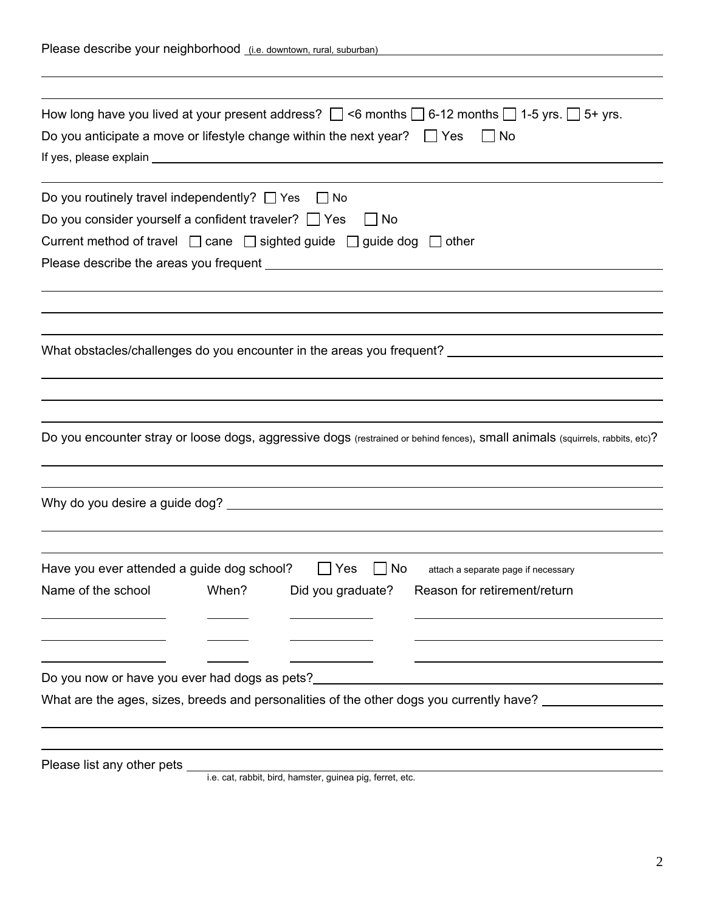Please describe your neighborhood (i.e. downtown, rural, suburban) \_\_\_\_\_\_\_\_\_\_\_\_\_\_\_\_\_\_\_\_\_\_\_\_\_\_\_\_\_\_\_\_\_\_\_\_\_\_\_\_\_\_\_\_

\_\_\_\_\_\_\_\_\_\_\_\_\_\_\_\_\_\_\_\_\_\_\_\_\_\_\_\_\_\_\_\_\_\_\_\_\_\_\_\_\_\_\_\_\_\_\_\_\_\_\_\_\_\_\_\_\_\_\_\_\_\_\_\_\_\_\_\_\_\_\_\_\_\_\_\_\_\_

\_\_\_\_\_\_\_\_\_\_\_\_\_\_\_\_\_\_\_\_\_\_\_\_\_\_\_\_\_\_\_\_\_\_\_\_\_\_\_\_\_\_\_\_\_\_\_\_\_\_\_\_\_\_\_\_\_\_\_\_\_\_\_\_\_\_\_\_\_\_\_\_\_\_\_\_\_\_

How long have you lived at your present address? ☐ <6 months ☐ 6-12 months ☐ 1-5 yrs. ☐ 5+ yrs.

Do you anticipate a move or lifestyle change within the next year? ☐ Yes ☐ No

If yes, please explain \_\_\_\_\_\_\_\_\_\_\_\_\_\_\_\_\_\_\_\_\_\_\_\_\_\_\_\_\_\_\_\_\_\_\_\_\_\_\_\_\_\_\_\_\_\_\_\_\_\_\_\_\_\_\_\_\_\_\_\_

\_\_\_\_\_\_\_\_\_\_\_\_\_\_\_\_\_\_\_\_\_\_\_\_\_\_\_\_\_\_\_\_\_\_\_\_\_\_\_\_\_\_\_\_\_\_\_\_\_\_\_\_\_\_\_\_\_\_\_\_\_\_\_\_\_\_\_\_\_\_\_\_\_\_\_\_\_\_

Do you routinely travel independently? ☐ Yes ☐ No

Do you consider yourself a confident traveler? ☐ Yes ☐ No

Current method of travel ☐ cane ☐ sighted guide ☐ guide dog ☐ other

Please describe the areas you frequent \_\_\_\_\_\_\_\_\_\_\_\_\_\_\_\_\_\_\_\_\_\_\_\_\_\_\_\_\_\_\_\_\_\_\_\_\_\_\_\_\_\_\_\_\_\_\_\_\_\_

\_\_\_\_\_\_\_\_\_\_\_\_\_\_\_\_\_\_\_\_\_\_\_\_\_\_\_\_\_\_\_\_\_\_\_\_\_\_\_\_\_\_\_\_\_\_\_\_\_\_\_\_\_\_\_\_\_\_\_\_\_\_\_\_\_\_\_\_\_\_\_\_\_\_\_\_\_\_

\_\_\_\_\_\_\_\_\_\_\_\_\_\_\_\_\_\_\_\_\_\_\_\_\_\_\_\_\_\_\_\_\_\_\_\_\_\_\_\_\_\_\_\_\_\_\_\_\_\_\_\_\_\_\_\_\_\_\_\_\_\_\_\_\_\_\_\_\_\_\_\_\_\_\_\_\_\_

\_\_\_\_\_\_\_\_\_\_\_\_\_\_\_\_\_\_\_\_\_\_\_\_\_\_\_\_\_\_\_\_\_\_\_\_\_\_\_\_\_\_\_\_\_\_\_\_\_\_\_\_\_\_\_\_\_\_\_\_\_\_\_\_\_\_\_\_\_\_\_\_\_\_\_\_\_\_

What obstacles/challenges do you encounter in the areas you frequent? \_\_\_\_\_\_\_\_\_\_\_\_\_\_\_\_\_\_\_\_\_\_\_\_\_\_\_\_\_\_

\_\_\_\_\_\_\_\_\_\_\_\_\_\_\_\_\_\_\_\_\_\_\_\_\_\_\_\_\_\_\_\_\_\_\_\_\_\_\_\_\_\_\_\_\_\_\_\_\_\_\_\_\_\_\_\_\_\_\_\_\_\_\_\_\_\_\_\_\_\_\_\_\_\_\_\_\_\_

\_\_\_\_\_\_\_\_\_\_\_\_\_\_\_\_\_\_\_\_\_\_\_\_\_\_\_\_\_\_\_\_\_\_\_\_\_\_\_\_\_\_\_\_\_\_\_\_\_\_\_\_\_\_\_\_\_\_\_\_\_\_\_\_\_\_\_\_\_\_\_\_\_\_\_\_\_\_

\_\_\_\_\_\_\_\_\_\_\_\_\_\_\_\_\_\_\_\_\_\_\_\_\_\_\_\_\_\_\_\_\_\_\_\_\_\_\_\_\_\_\_\_\_\_\_\_\_\_\_\_\_\_\_\_\_\_\_\_\_\_\_\_\_\_\_\_\_\_\_\_\_\_\_\_\_\_

Do you encounter stray or loose dogs, aggressive dogs (restrained or behind fences), small animals (squirrels, rabbits, etc)?

\_\_\_\_\_\_\_\_\_\_\_\_\_\_\_\_\_\_\_\_\_\_\_\_\_\_\_\_\_\_\_\_\_\_\_\_\_\_\_\_\_\_\_\_\_\_\_\_\_\_\_\_\_\_\_\_\_\_\_\_\_\_\_\_\_\_\_\_\_\_\_\_\_\_\_\_\_\_

\_\_\_\_\_\_\_\_\_\_\_\_\_\_\_\_\_\_\_\_\_\_\_\_\_\_\_\_\_\_\_\_\_\_\_\_\_\_\_\_\_\_\_\_\_\_\_\_\_\_\_\_\_\_\_\_\_\_\_\_\_\_\_\_\_\_\_\_\_\_\_\_\_\_\_\_\_\_

Why do you desire a guide dog? \_\_\_\_\_\_\_\_\_\_\_\_\_\_\_\_\_\_\_\_\_\_\_\_\_\_\_\_\_\_\_\_\_\_\_\_\_\_\_\_\_\_\_\_\_\_\_\_\_\_\_\_\_\_\_\_

\_\_\_\_\_\_\_\_\_\_\_\_\_\_\_\_\_\_\_\_\_\_\_\_\_\_\_\_\_\_\_\_\_\_\_\_\_\_\_\_\_\_\_\_\_\_\_\_\_\_\_\_\_\_\_\_\_\_\_\_\_\_\_\_\_\_\_\_\_\_\_\_\_\_\_\_\_\_

\_\_\_\_\_\_\_\_\_\_\_\_\_\_\_\_\_\_\_\_\_\_\_\_\_\_\_\_\_\_\_\_\_\_\_\_\_\_\_\_\_\_\_\_\_\_\_\_\_\_\_\_\_\_\_\_\_\_\_\_\_\_\_\_\_\_\_\_\_\_\_\_\_\_\_\_\_\_

Have you ever attended a guide dog school? ☐ Yes ☐ No attach a separate page if necessary

| Name of the school | When? | Did you graduate? | Reason for retirement/return |
|---|---|---|---|
| | | | |
| | | | |
| | | | |

Do you now or have you ever had dogs as pets? \_\_\_\_\_\_\_\_\_\_\_\_\_\_\_\_\_\_\_\_\_\_\_\_\_\_\_\_\_\_\_\_\_\_\_\_\_\_\_\_\_\_\_\_

What are the ages, sizes, breeds and personalities of the other dogs you currently have? \_\_\_\_\_\_\_\_\_\_\_\_\_\_\_\_

\_\_\_\_\_\_\_\_\_\_\_\_\_\_\_\_\_\_\_\_\_\_\_\_\_\_\_\_\_\_\_\_\_\_\_\_\_\_\_\_\_\_\_\_\_\_\_\_\_\_\_\_\_\_\_\_\_\_\_\_\_\_\_\_\_\_\_\_\_\_\_\_\_\_\_\_\_\_

\_\_\_\_\_\_\_\_\_\_\_\_\_\_\_\_\_\_\_\_\_\_\_\_\_\_\_\_\_\_\_\_\_\_\_\_\_\_\_\_\_\_\_\_\_\_\_\_\_\_\_\_\_\_\_\_\_\_\_\_\_\_\_\_\_\_\_\_\_\_\_\_\_\_\_\_\_\_

Please list any other pets \_\_\_\_\_\_\_\_\_\_\_\_\_\_\_\_\_\_\_\_\_\_\_\_\_\_\_\_\_\_\_\_\_\_\_\_\_\_\_\_\_\_\_\_\_\_\_\_\_\_\_\_\_\_\_\_\_\_\_\_
i.e. cat, rabbit, bird, hamster, guinea pig, ferret, etc.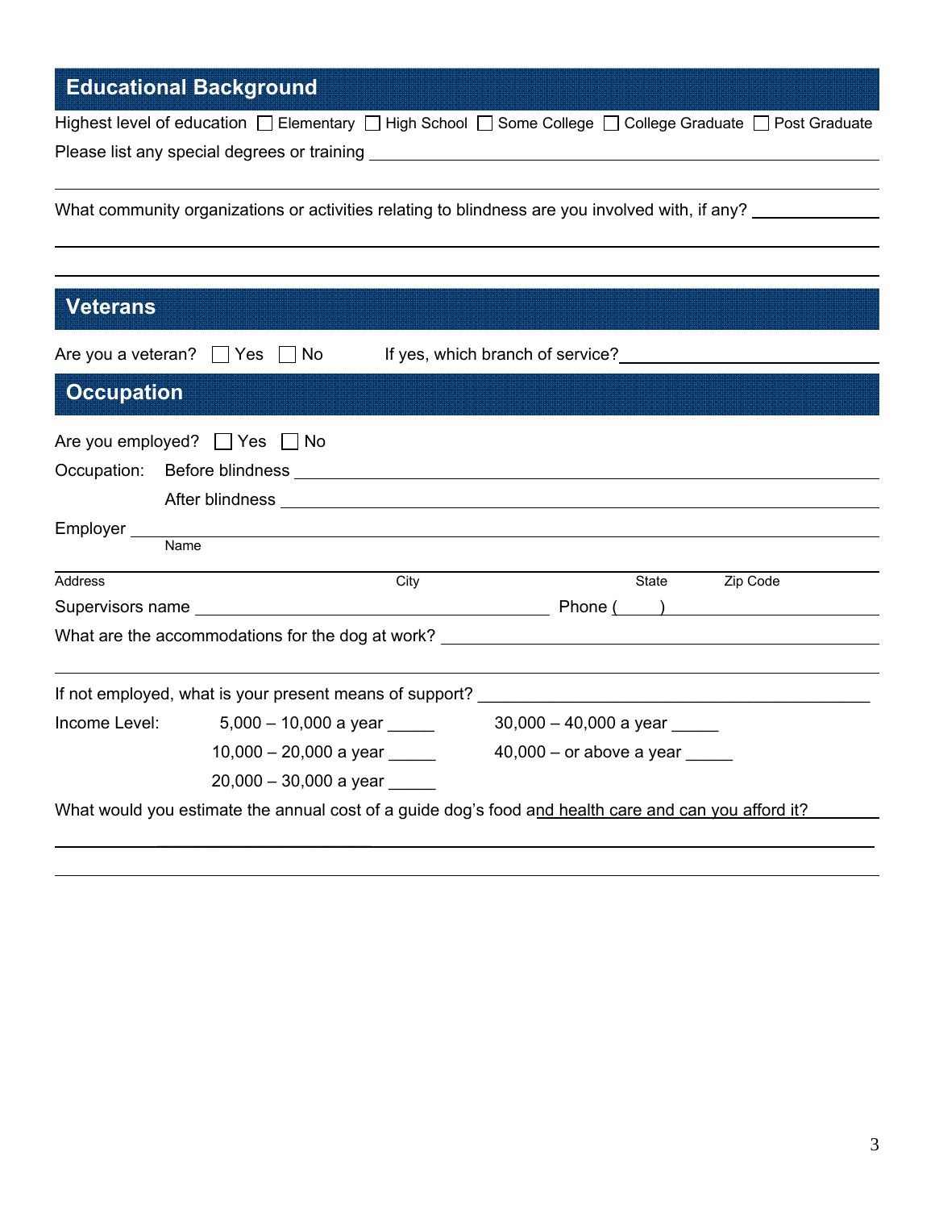## Educational Background

Highest level of education ☐ Elementary ☐ High School ☐ Some College ☐ College Graduate ☐ Post Graduate

Please list any special degrees or training ______________________________

What community organizations or activities relating to blindness are you involved with, if any? ______________________________

## Veterans

Are you a veteran? ☐ Yes ☐ No If yes, which branch of service? ______________________________

## Occupation

Are you employed? ☐ Yes ☐ No

Occupation: Before blindness ______________________________

After blindness ______________________________

Employer ______________________________
Name

______________________________
Address City State Zip Code

Supervisors name ______________________________ Phone (____) ______________________________

What are the accommodations for the dog at work? ______________________________

If not employed, what is your present means of support? ______________________________

Income Level:

5,000 – 10,000 a year _____

10,000 – 20,000 a year _____

20,000 – 30,000 a year _____

30,000 – 40,000 a year _____

40,000 – or above a year _____

What would you estimate the annual cost of a guide dog's food and health care and can you afford it? ______________________________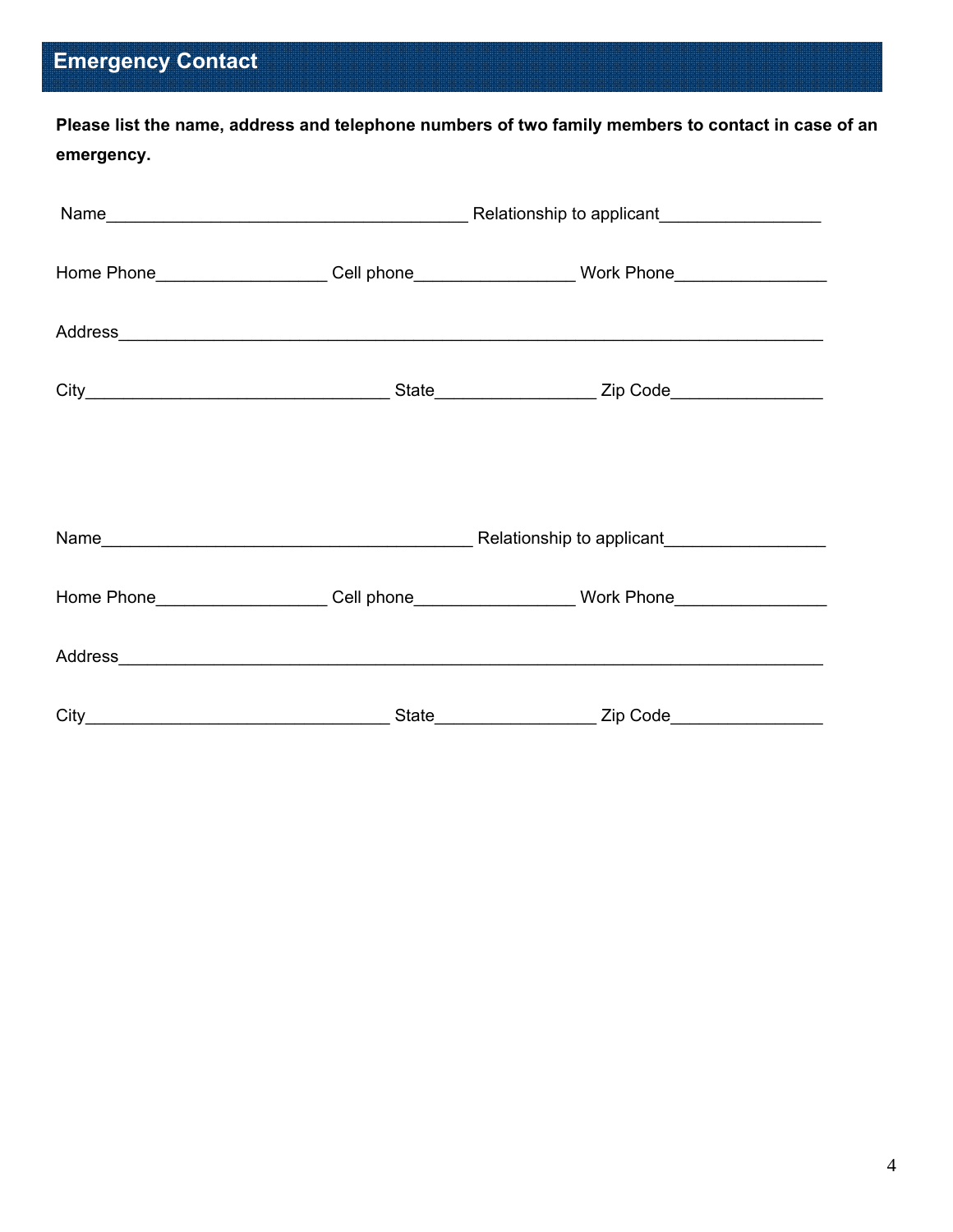## Emergency Contact

**Please list the name, address and telephone numbers of two family members to contact in case of an emergency.**

Name_____________________________________ Relationship to applicant________________

Home Phone_________________ Cell phone________________ Work Phone________________

Address_______________________________________________________________________

City_______________________________ State________________ Zip Code________________

Name______________________________________ Relationship to applicant________________

Home Phone_________________ Cell phone________________ Work Phone________________

Address_______________________________________________________________________

City_______________________________ State________________ Zip Code________________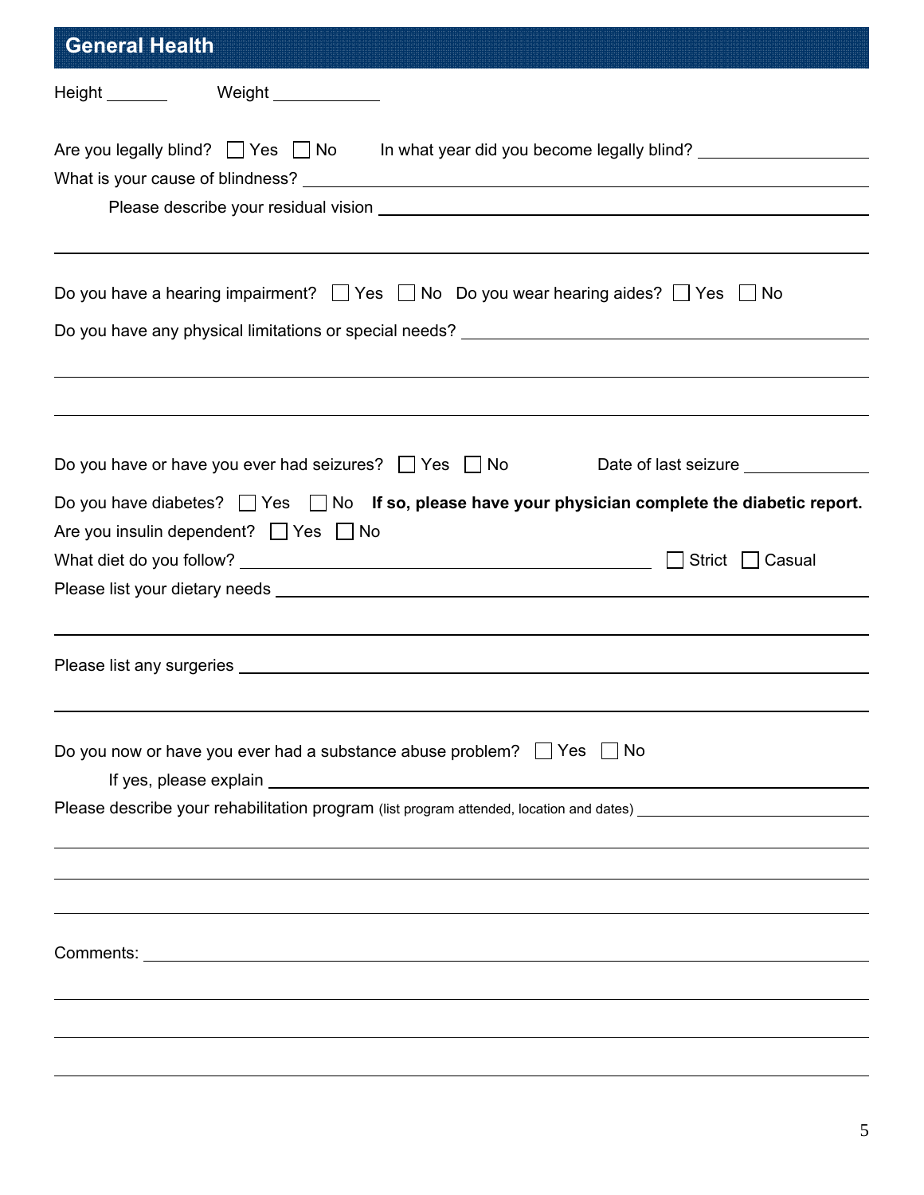## General Health

Height _______ Weight ____________

Are you legally blind? ☐ Yes ☐ No In what year did you become legally blind? ____________

What is your cause of blindness? ______________________________

Please describe your residual vision ______________________________

______________________________

Do you have a hearing impairment? ☐ Yes ☐ No Do you wear hearing aides? ☐ Yes ☐ No

Do you have any physical limitations or special needs? ______________________________

______________________________

______________________________

Do you have or have you ever had seizures? ☐ Yes ☐ No Date of last seizure ____________

Do you have diabetes? ☐ Yes ☐ No **If so, please have your physician complete the diabetic report.**

Are you insulin dependent? ☐ Yes ☐ No

What diet do you follow? ______________________________ ☐ Strict ☐ Casual

Please list your dietary needs ______________________________

______________________________

Please list any surgeries ______________________________

______________________________

Do you now or have you ever had a substance abuse problem? ☐ Yes ☐ No

If yes, please explain ______________________________

Please describe your rehabilitation program (list program attended, location and dates) ______________________________

______________________________

______________________________

______________________________

Comments: ______________________________

______________________________

______________________________

______________________________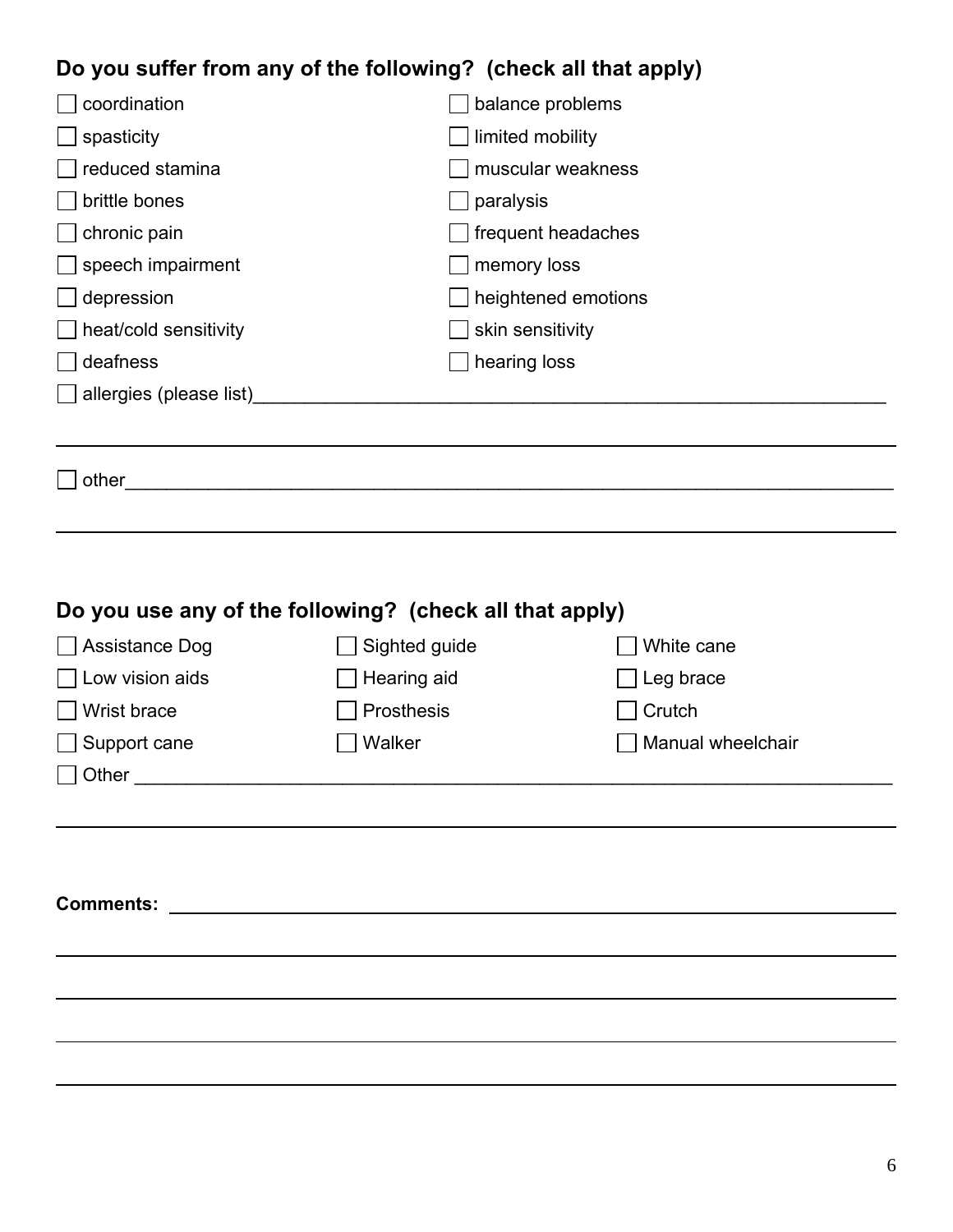### Do you suffer from any of the following? (check all that apply)

- ☐ coordination
- ☐ balance problems
- ☐ spasticity
- ☐ limited mobility
- ☐ reduced stamina
- ☐ muscular weakness
- ☐ brittle bones
- ☐ paralysis
- ☐ chronic pain
- ☐ frequent headaches
- ☐ speech impairment
- ☐ memory loss
- ☐ depression
- ☐ heightened emotions
- ☐ heat/cold sensitivity
- ☐ skin sensitivity
- ☐ deafness
- ☐ hearing loss
- ☐ allergies (please list)\_\_\_\_\_\_\_\_\_\_\_\_\_\_\_\_\_\_\_\_\_\_\_\_\_\_\_\_\_\_\_\_\_\_\_\_\_\_\_\_

\_\_\_\_\_\_\_\_\_\_\_\_\_\_\_\_\_\_\_\_\_\_\_\_\_\_\_\_\_\_\_\_\_\_\_\_\_\_\_\_\_\_\_\_\_\_\_\_\_\_\_\_\_\_\_\_\_\_

- ☐ other\_\_\_\_\_\_\_\_\_\_\_\_\_\_\_\_\_\_\_\_\_\_\_\_\_\_\_\_\_\_\_\_\_\_\_\_\_\_\_\_\_\_\_\_\_\_\_\_\_\_\_\_

\_\_\_\_\_\_\_\_\_\_\_\_\_\_\_\_\_\_\_\_\_\_\_\_\_\_\_\_\_\_\_\_\_\_\_\_\_\_\_\_\_\_\_\_\_\_\_\_\_\_\_\_\_\_\_\_\_\_

### Do you use any of the following? (check all that apply)

- ☐ Assistance Dog
- ☐ Sighted guide
- ☐ White cane
- ☐ Low vision aids
- ☐ Hearing aid
- ☐ Leg brace
- ☐ Wrist brace
- ☐ Prosthesis
- ☐ Crutch
- ☐ Support cane
- ☐ Walker
- ☐ Manual wheelchair
- ☐ Other \_\_\_\_\_\_\_\_\_\_\_\_\_\_\_\_\_\_\_\_\_\_\_\_\_\_\_\_\_\_\_\_\_\_\_\_\_\_\_\_\_\_\_\_\_\_\_\_\_\_\_\_

\_\_\_\_\_\_\_\_\_\_\_\_\_\_\_\_\_\_\_\_\_\_\_\_\_\_\_\_\_\_\_\_\_\_\_\_\_\_\_\_\_\_\_\_\_\_\_\_\_\_\_\_\_\_\_\_\_\_

**Comments:** \_\_\_\_\_\_\_\_\_\_\_\_\_\_\_\_\_\_\_\_\_\_\_\_\_\_\_\_\_\_\_\_\_\_\_\_\_\_\_\_\_\_\_\_\_\_\_\_\_\_

\_\_\_\_\_\_\_\_\_\_\_\_\_\_\_\_\_\_\_\_\_\_\_\_\_\_\_\_\_\_\_\_\_\_\_\_\_\_\_\_\_\_\_\_\_\_\_\_\_\_\_\_\_\_\_\_\_\_

\_\_\_\_\_\_\_\_\_\_\_\_\_\_\_\_\_\_\_\_\_\_\_\_\_\_\_\_\_\_\_\_\_\_\_\_\_\_\_\_\_\_\_\_\_\_\_\_\_\_\_\_\_\_\_\_\_\_

\_\_\_\_\_\_\_\_\_\_\_\_\_\_\_\_\_\_\_\_\_\_\_\_\_\_\_\_\_\_\_\_\_\_\_\_\_\_\_\_\_\_\_\_\_\_\_\_\_\_\_\_\_\_\_\_\_\_

\_\_\_\_\_\_\_\_\_\_\_\_\_\_\_\_\_\_\_\_\_\_\_\_\_\_\_\_\_\_\_\_\_\_\_\_\_\_\_\_\_\_\_\_\_\_\_\_\_\_\_\_\_\_\_\_\_\_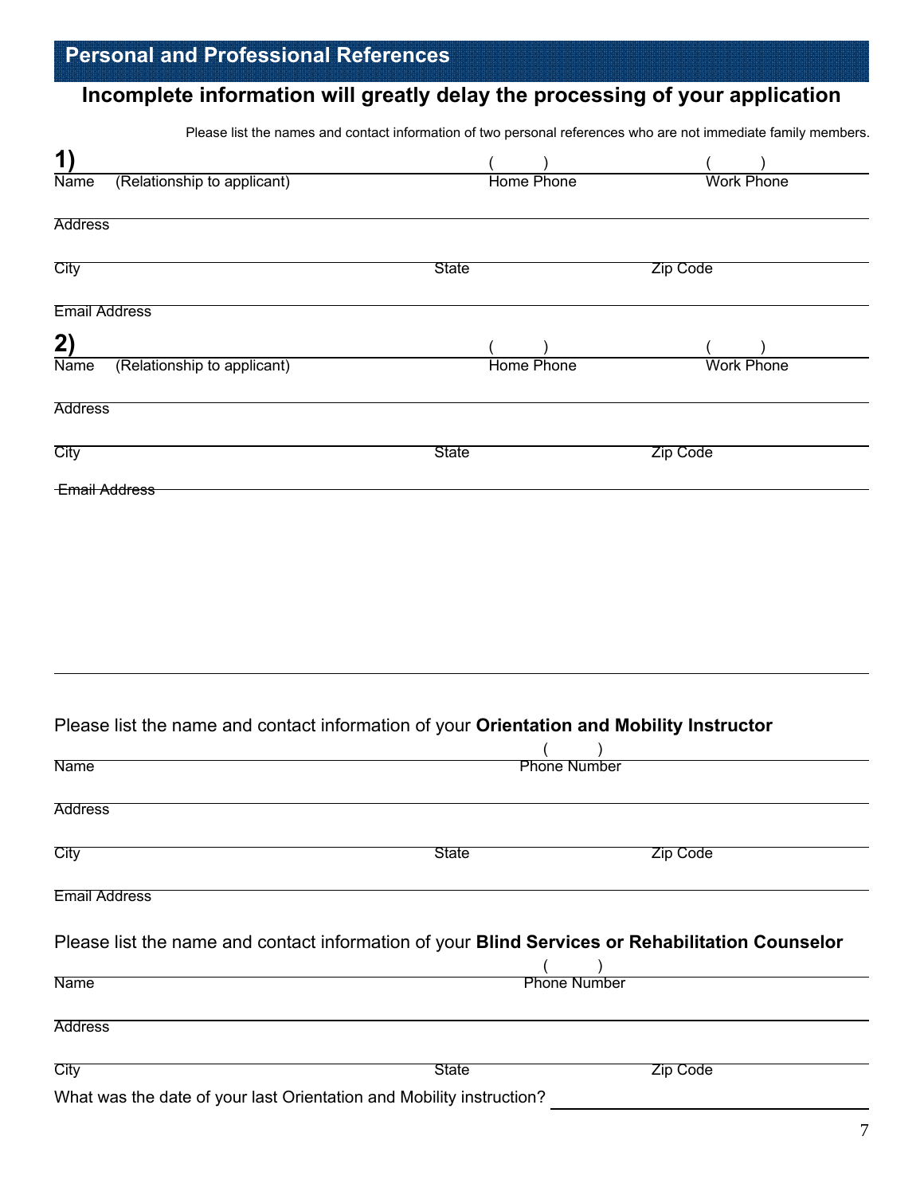## Personal and Professional References

**Incomplete information will greatly delay the processing of your application**

Please list the names and contact information of two personal references who are not immediate family members.

**1)**

Name (Relationship to applicant) ( ) Home Phone ( ) Work Phone

Address

City State Zip Code

Email Address

**2)**

Name (Relationship to applicant) ( ) Home Phone ( ) Work Phone

Address

City State Zip Code

Email Address

Please list the name and contact information of your **Orientation and Mobility Instructor**

Name ( ) Phone Number

Address

City State Zip Code

Email Address

Please list the name and contact information of your **Blind Services or Rehabilitation Counselor**

Name ( ) Phone Number

Address

City State Zip Code

What was the date of your last Orientation and Mobility instruction? ____________________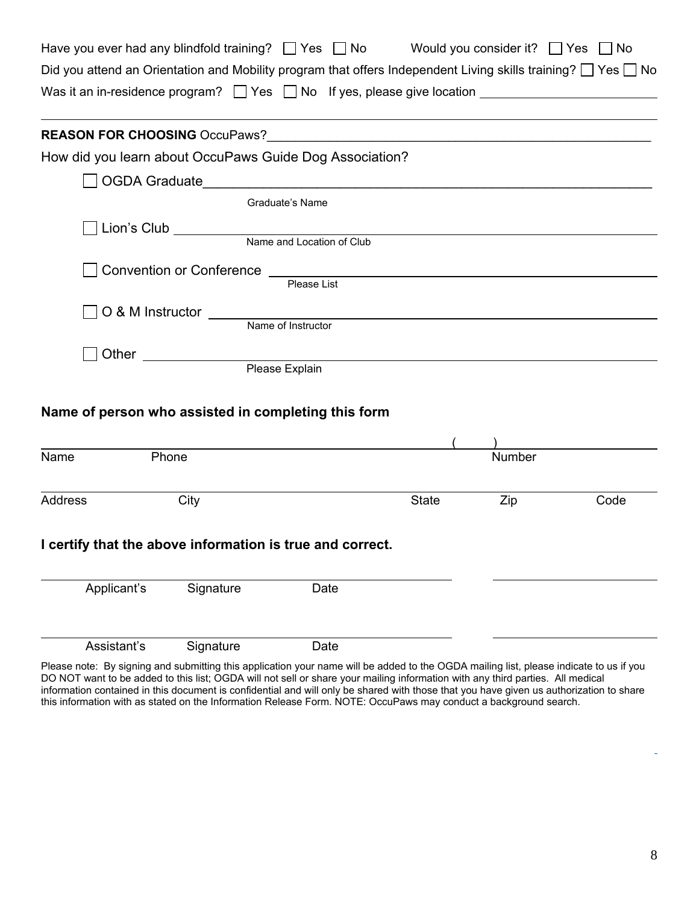Have you ever had any blindfold training? ☐ Yes ☐ No  Would you consider it? ☐ Yes ☐ No

Did you attend an Orientation and Mobility program that offers Independent Living skills training? ☐ Yes ☐ No

Was it an in-residence program? ☐ Yes ☐ No If yes, please give location ______________________

______________________________________________________________________

**REASON FOR CHOOSING** OccuPaws?______________________________________________

How did you learn about OccuPaws Guide Dog Association?

☐ OGDA Graduate______________________________________________
Graduate's Name

☐ Lion's Club ______________________________________________
Name and Location of Club

☐ Convention or Conference ______________________________________________
Please List

☐ O & M Instructor ______________________________________________
Name of Instructor

☐ Other ______________________________________________
Please Explain

## Name of person who assisted in completing this form

______________________________________________ ( ) ______________

Name Phone Number

______________________________________________________________________

Address City State Zip Code

## I certify that the above information is true and correct.

______________________________________________ ______________

Applicant's Signature Date

______________________________________________ ______________

Assistant's Signature Date

Please note: By signing and submitting this application your name will be added to the OGDA mailing list, please indicate to us if you DO NOT want to be added to this list; OGDA will not sell or share your mailing information with any third parties. All medical information contained in this document is confidential and will only be shared with those that you have given us authorization to share this information with as stated on the Information Release Form. NOTE: OccuPaws may conduct a background search.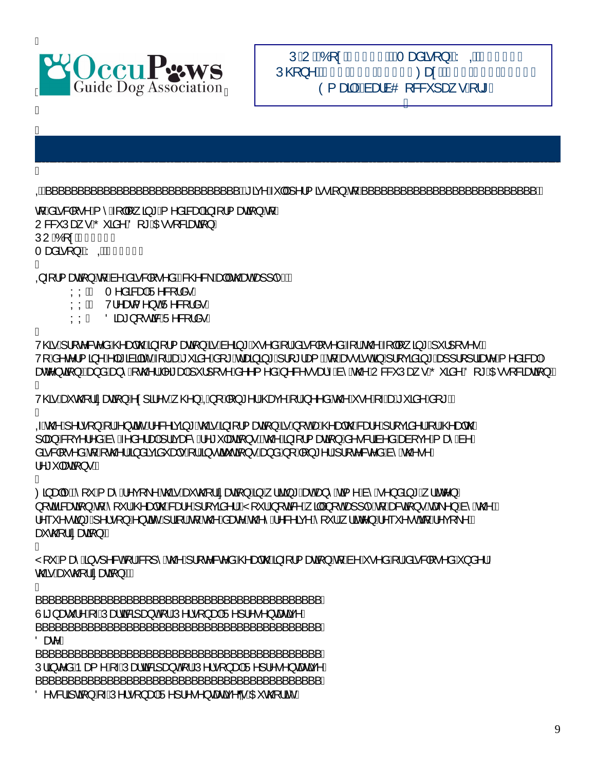OccuPaws Guide Dog Association

PO Box ______ Madison, WI ______
Phone: ______ Fax: ______
Email: barb@occupaws.org

I, ________________________________ give full permission to ______________________________

to disclose my following medical information to:
OccuPaws Guide Dog Association
PO Box ______
Madison, WI ______

Information to be disclosed (check all that apply):

- X X Medical Records
- X X Treatment Records
- X X Diagnostic Records

This protected health information is being used or disclosed for the following purposes:
To determine eligibility for a guide dog training program, to assist in providing appropriate medical attention, and any other legal purpose deemed necessary by the OccuPaws Guide Dog Association.

This authorization expires when I no longer have or need the use of a guide dog.

If the person or entity receiving this information is not a health care provider or health plan covered by federal privacy regulations, the information described above may be disclosed to other individuals or institutions and no longer protected by these regulations.

Finally, you may revoke this authorization in writing at any time by sending written notification to your health care provider. Your notice will not apply to actions taken by the requesting person/entity prior to the date they receive your written request to revoke authorization.

You may inspect or copy the protected health information to be used or disclosed under this authorization.

______________________________________________
Signature of Participant or Personal Representative

______________________________________________
Date

______________________________________________
Printed Name of Participant or Personal Representative

______________________________________________
Description of Personal Representative's Authority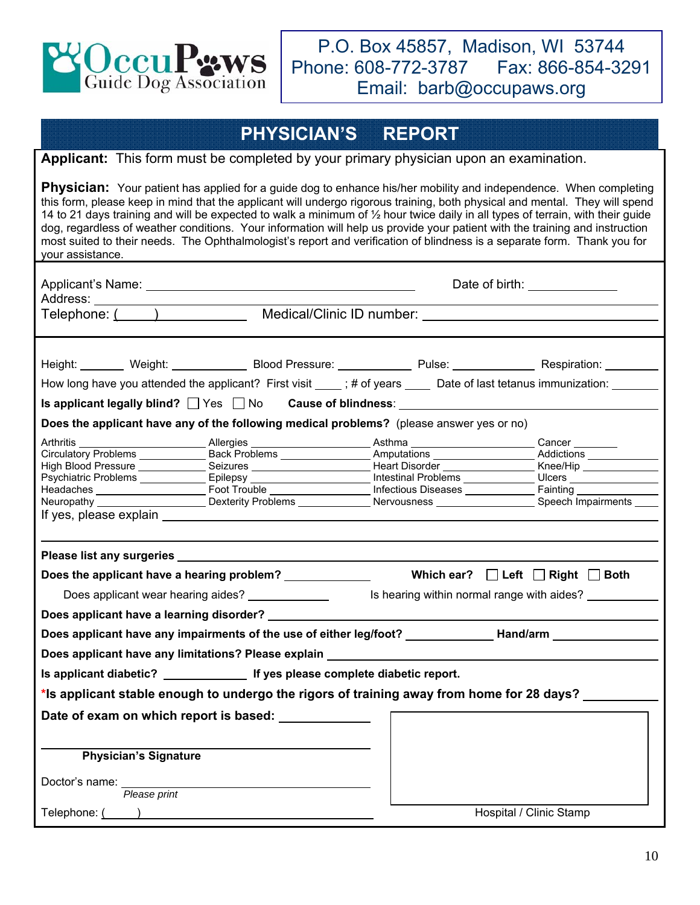OccuPaws Guide Dog Association

P.O. Box 45857, Madison, WI 53744
Phone: 608-772-3787 Fax: 866-854-3291
Email: barb@occupaws.org

# PHYSICIAN'S REPORT

**Applicant:** This form must be completed by your primary physician upon an examination.

**Physician:** Your patient has applied for a guide dog to enhance his/her mobility and independence. When completing this form, please keep in mind that the applicant will undergo rigorous training, both physical and mental. They will spend 14 to 21 days training and will be expected to walk a minimum of ½ hour twice daily in all types of terrain, with their guide dog, regardless of weather conditions. Your information will help us provide your patient with the training and instruction most suited to their needs. The Ophthalmologist's report and verification of blindness is a separate form. Thank you for your assistance.

Applicant's Name: ______________________ Date of birth: __________

Address: ______________________

Telephone: (____) __________ Medical/Clinic ID number: ______________________

Height: ______ Weight: ______ Blood Pressure: ______ Pulse: ______ Respiration: ______

How long have you attended the applicant? First visit ____ ; # of years ____ Date of last tetanus immunization: ______

**Is applicant legally blind?** ☐ Yes ☐ No **Cause of blindness**: ______________________

**Does the applicant have any of the following medical problems?** (please answer yes or no)

| | | | |
|---|---|---|---|
| Arthritis ______ | Allergies ______ | Asthma ______ | Cancer ______ |
| Circulatory Problems ______ | Back Problems ______ | Amputations ______ | Addictions ______ |
| High Blood Pressure ______ | Seizures ______ | Heart Disorder ______ | Knee/Hip ______ |
| Psychiatric Problems ______ | Epilepsy ______ | Intestinal Problems ______ | Ulcers ______ |
| Headaches ______ | Foot Trouble ______ | Infectious Diseases ______ | Fainting ______ |
| Neuropathy ______ | Dexterity Problems ______ | Nervousness ______ | Speech Impairments ______ |

If yes, please explain ______________________

______________________

**Please list any surgeries** ______________________

**Does the applicant have a hearing problem?** __________ **Which ear?** ☐ **Left** ☐ **Right** ☐ **Both**

Does applicant wear hearing aides? __________ Is hearing within normal range with aides? __________

**Does applicant have a learning disorder?** ______________________

**Does applicant have any impairments of the use of either leg/foot?** __________ **Hand/arm** __________

**Does applicant have any limitations? Please explain** ______________________

**Is applicant diabetic?** __________ **If yes please complete diabetic report.**

***Is applicant stable enough to undergo the rigors of training away from home for 28 days?** __________

**Date of exam on which report is based:** __________

______________________

**Physician's Signature**

Doctor's name: ______________________
*Please print*

Telephone: (____) ______________________

Hospital / Clinic Stamp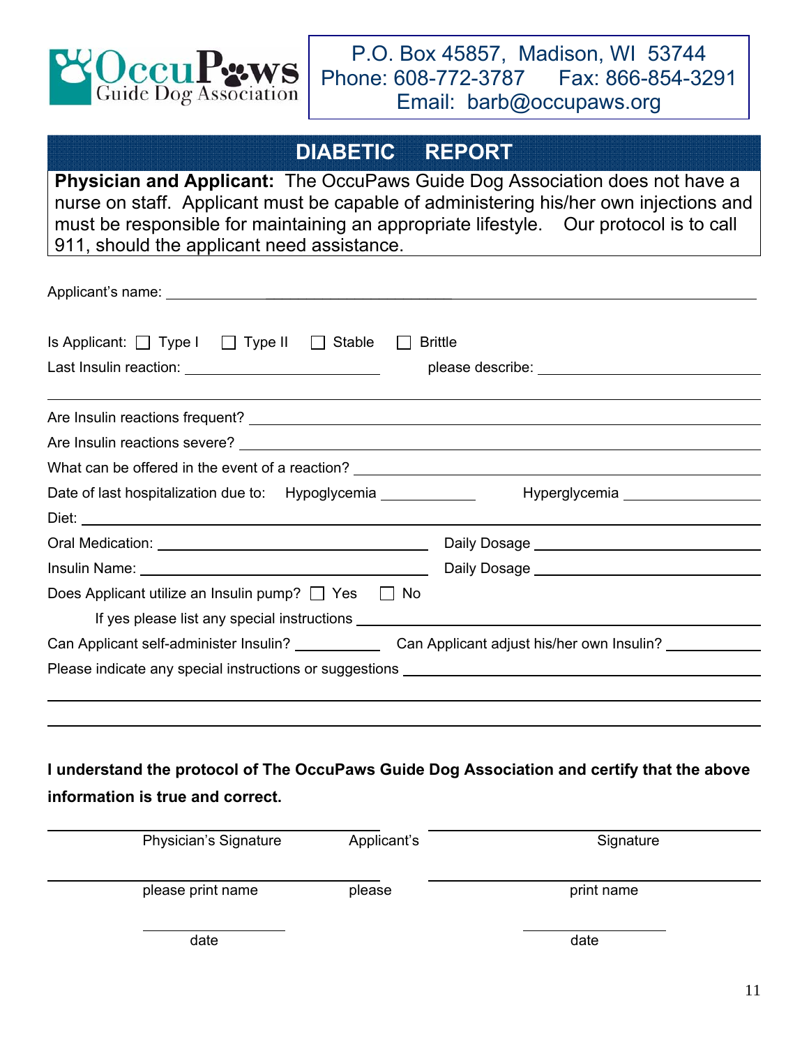OccuPaws Guide Dog Association

P.O. Box 45857, Madison, WI 53744
Phone: 608-772-3787 Fax: 866-854-3291
Email: barb@occupaws.org

# DIABETIC REPORT

**Physician and Applicant:** The OccuPaws Guide Dog Association does not have a nurse on staff. Applicant must be capable of administering his/her own injections and must be responsible for maintaining an appropriate lifestyle. Our protocol is to call 911, should the applicant need assistance.

Applicant's name: ______________________________

Is Applicant: ☐ Type I ☐ Type II ☐ Stable ☐ Brittle

Last Insulin reaction: ____________________ please describe: ____________________

______________________________

Are Insulin reactions frequent? ______________________________

Are Insulin reactions severe? ______________________________

What can be offered in the event of a reaction? ______________________________

Date of last hospitalization due to: Hypoglycemia __________ Hyperglycemia __________

Diet: ______________________________

Oral Medication: ____________________ Daily Dosage ____________________

Insulin Name: ____________________ Daily Dosage ____________________

Does Applicant utilize an Insulin pump? ☐ Yes ☐ No

If yes please list any special instructions ______________________________

Can Applicant self-administer Insulin? __________ Can Applicant adjust his/her own Insulin? __________

Please indicate any special instructions or suggestions ______________________________

______________________________

______________________________

**I understand the protocol of The OccuPaws Guide Dog Association and certify that the above information is true and correct.**

| | |
|---|---|
| ____________________ | ____________________ |
| Physician's Signature | Applicant's Signature |
| ____________________ | ____________________ |
| please print name | please print name |
| ____________________ | ____________________ |
| date | date |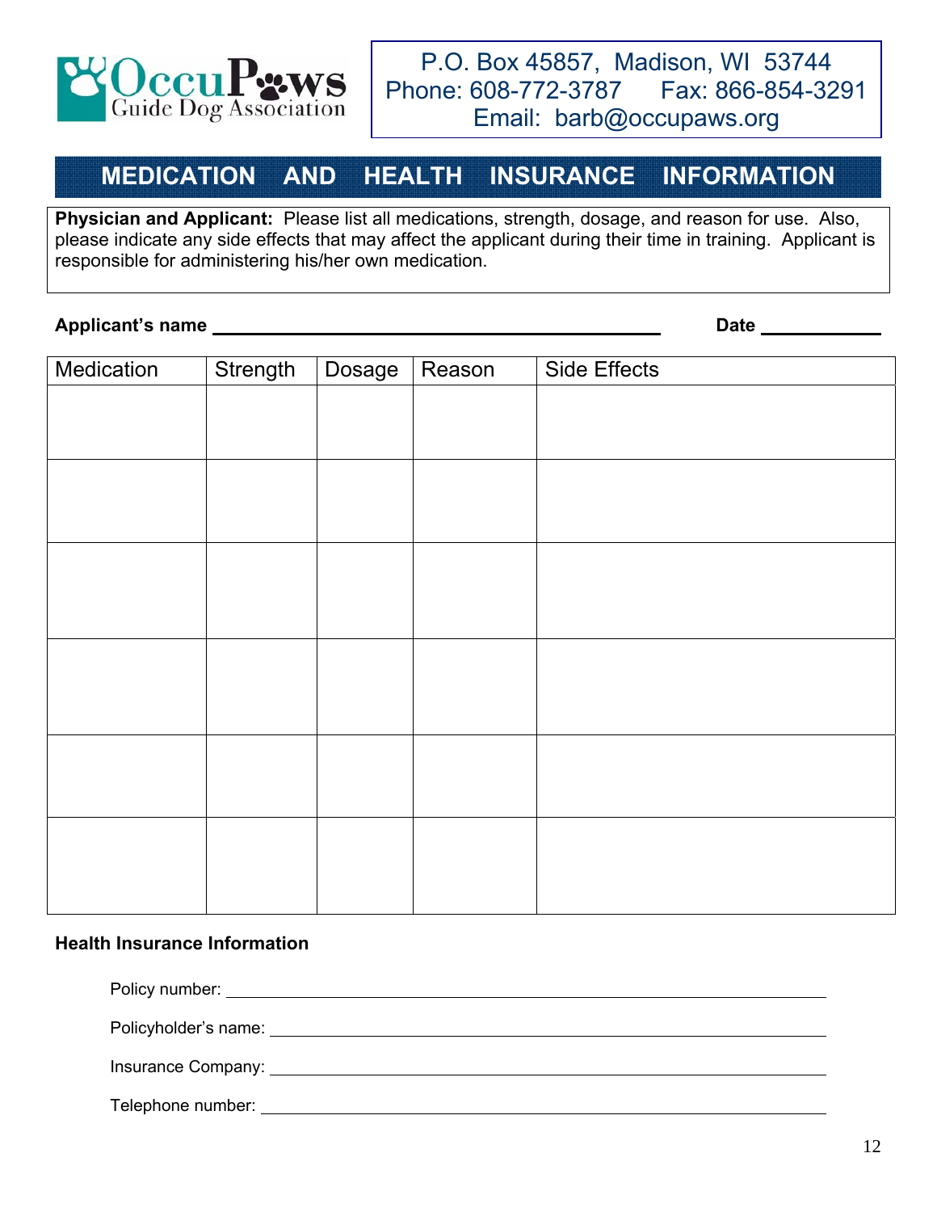OccuPaws Guide Dog Association

P.O. Box 45857, Madison, WI 53744
Phone: 608-772-3787 Fax: 866-854-3291
Email: barb@occupaws.org

# MEDICATION AND HEALTH INSURANCE INFORMATION

**Physician and Applicant:** Please list all medications, strength, dosage, and reason for use. Also, please indicate any side effects that may affect the applicant during their time in training. Applicant is responsible for administering his/her own medication.

**Applicant's name** ______________________________ **Date** ____________

| Medication | Strength | Dosage | Reason | Side Effects |
|---|---|---|---|---|
| | | | | |
| | | | | |
| | | | | |
| | | | | |
| | | | | |
| | | | | |

**Health Insurance Information**

Policy number: ______________________________

Policyholder's name: ______________________________

Insurance Company: ______________________________

Telephone number: ______________________________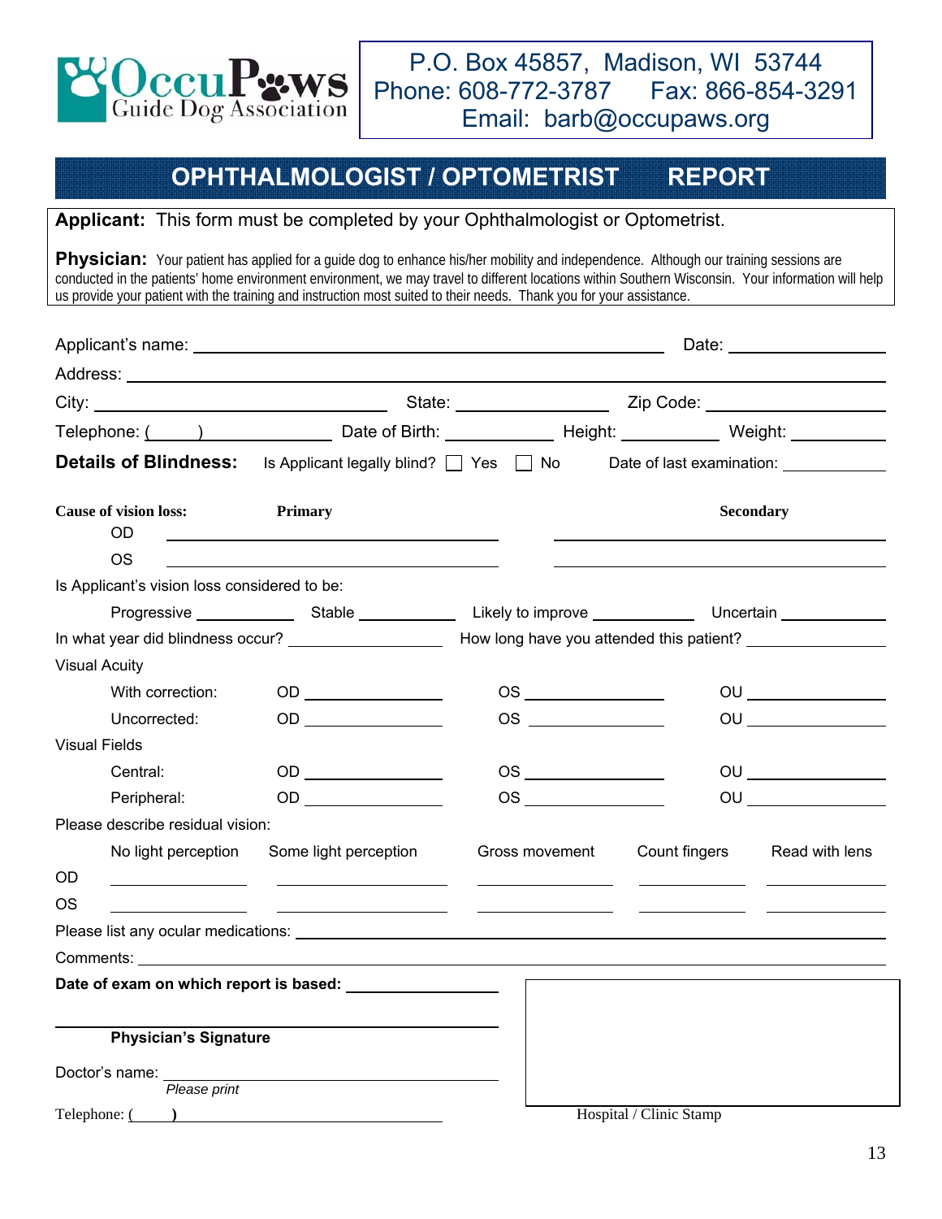OccuPaws Guide Dog Association

P.O. Box 45857, Madison, WI 53744
Phone: 608-772-3787 Fax: 866-854-3291
Email: barb@occupaws.org

# OPHTHALMOLOGIST / OPTOMETRIST REPORT

**Applicant:** This form must be completed by your Ophthalmologist or Optometrist.

**Physician:** Your patient has applied for a guide dog to enhance his/her mobility and independence. Although our training sessions are conducted in the patients' home environment environment, we may travel to different locations within Southern Wisconsin. Your information will help us provide your patient with the training and instruction most suited to their needs. Thank you for your assistance.

Applicant's name: ______________________ Date: ____________

Address: ______________________

City: ____________ State: ____________ Zip Code: ____________

Telephone: ( ) ____________ Date of Birth: ____________ Height: ____________ Weight: ____________

**Details of Blindness:** Is Applicant legally blind? ☐ Yes ☐ No Date of last examination: ____________

| Cause of vision loss: | Primary | Secondary |
|---|---|---|
| OD | | |
| OS | | |

Is Applicant's vision loss considered to be:

Progressive ____________ Stable ____________ Likely to improve ____________ Uncertain ____________

In what year did blindness occur? ____________ How long have you attended this patient? ____________

Visual Acuity

| | | | |
|---|---|---|---|
| With correction: | OD | OS | OU |
| Uncorrected: | OD | OS | OU |

Visual Fields

| | | | |
|---|---|---|---|
| Central: | OD | OS | OU |
| Peripheral: | OD | OS | OU |

Please describe residual vision:

| | No light perception | Some light perception | Gross movement | Count fingers | Read with lens |
|---|---|---|---|---|---|
| OD | | | | | |
| OS | | | | | |

Please list any ocular medications: ______________________

Comments: ______________________

**Date of exam on which report is based:** ____________

______________________
**Physician's Signature**

Doctor's name: ______________________
*Please print*

Telephone: ( ) ____________

Hospital / Clinic Stamp